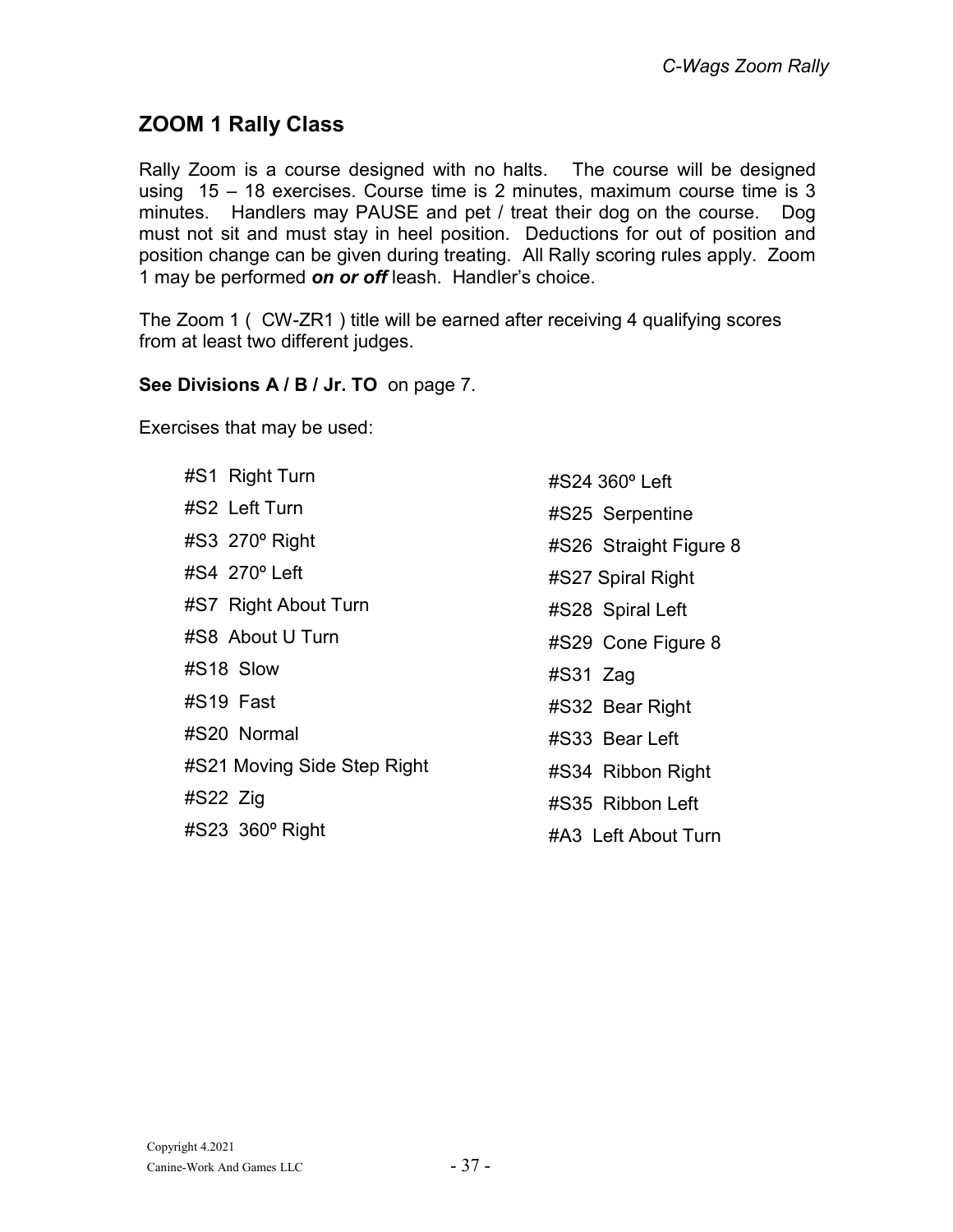## ZOOM 1 Rally Class

Rally Zoom is a course designed with no halts. The course will be designed using 15 – 18 exercises. Course time is 2 minutes, maximum course time is 3 minutes. Handlers may PAUSE and pet / treat their dog on the course. Dog must not sit and must stay in heel position. Deductions for out of position and position change can be given during treating. All Rally scoring rules apply. Zoom 1 may be performed ***on or off*** leash. Handler's choice.

The Zoom 1 ( CW-ZR1 ) title will be earned after receiving 4 qualifying scores from at least two different judges.

**See Divisions A / B / Jr. TO** on page 7.

Exercises that may be used:

- #S1 Right Turn
- #S2 Left Turn
- #S3 270º Right
- #S4 270º Left
- #S7 Right About Turn
- #S8 About U Turn
- #S18 Slow
- #S19 Fast
- #S20 Normal
- #S21 Moving Side Step Right
- #S22 Zig
- #S23 360º Right
- #S24 360º Left
- #S25 Serpentine
- #S26 Straight Figure 8
- #S27 Spiral Right
- #S28 Spiral Left
- #S29 Cone Figure 8
- #S31 Zag
- #S32 Bear Right
- #S33 Bear Left
- #S34 Ribbon Right
- #S35 Ribbon Left
- #A3 Left About Turn

Copyright 4.2021
Canine-Work And Games LLC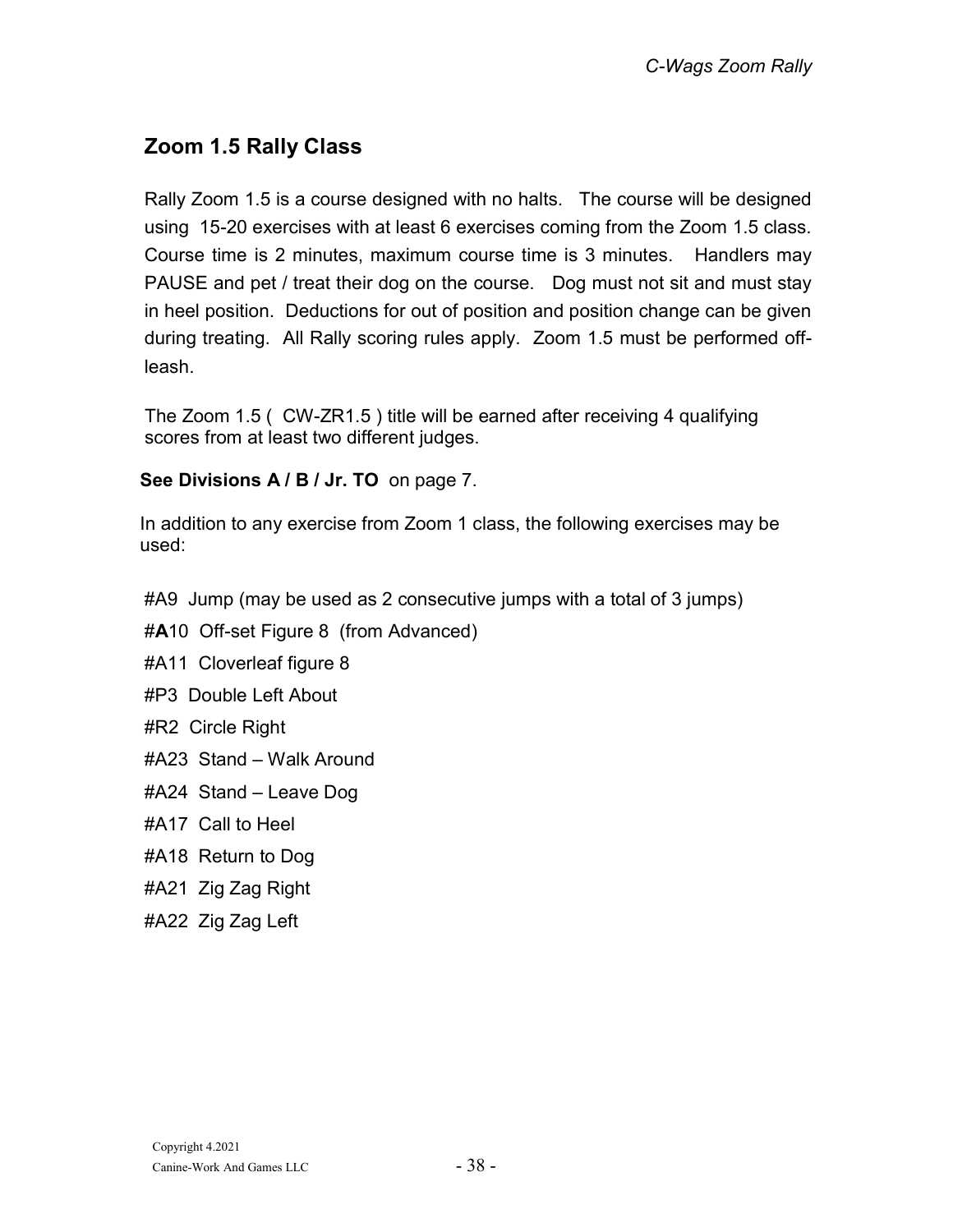## Zoom 1.5 Rally Class

Rally Zoom 1.5 is a course designed with no halts. The course will be designed using 15-20 exercises with at least 6 exercises coming from the Zoom 1.5 class. Course time is 2 minutes, maximum course time is 3 minutes. Handlers may PAUSE and pet / treat their dog on the course. Dog must not sit and must stay in heel position. Deductions for out of position and position change can be given during treating. All Rally scoring rules apply. Zoom 1.5 must be performed off-leash.

The Zoom 1.5 ( CW-ZR1.5 ) title will be earned after receiving 4 qualifying scores from at least two different judges.

**See Divisions A / B / Jr. TO** on page 7.

In addition to any exercise from Zoom 1 class, the following exercises may be used:

#A9 Jump (may be used as 2 consecutive jumps with a total of 3 jumps)

#**A**10 Off-set Figure 8 (from Advanced)

#A11 Cloverleaf figure 8

#P3 Double Left About

#R2 Circle Right

#A23 Stand – Walk Around

#A24 Stand – Leave Dog

#A17 Call to Heel

#A18 Return to Dog

#A21 Zig Zag Right

#A22 Zig Zag Left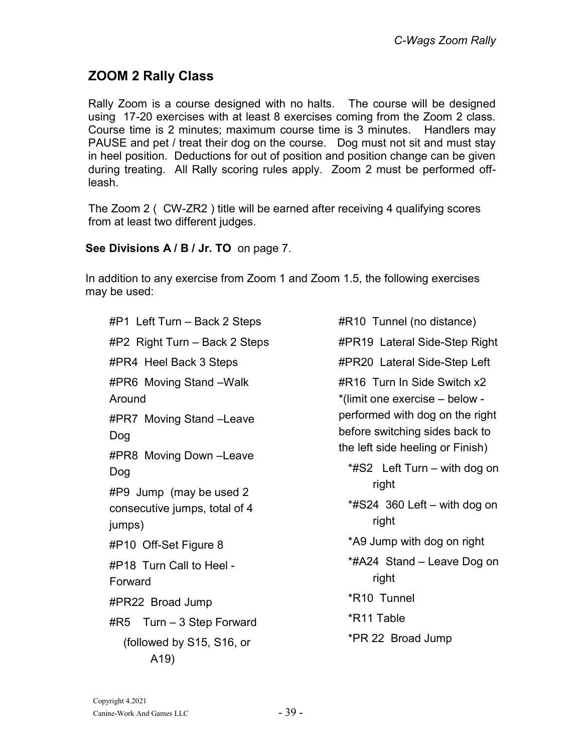## ZOOM 2 Rally Class

Rally Zoom is a course designed with no halts. The course will be designed using 17-20 exercises with at least 8 exercises coming from the Zoom 2 class. Course time is 2 minutes; maximum course time is 3 minutes. Handlers may PAUSE and pet / treat their dog on the course. Dog must not sit and must stay in heel position. Deductions for out of position and position change can be given during treating. All Rally scoring rules apply. Zoom 2 must be performed off-leash.

The Zoom 2 ( CW-ZR2 ) title will be earned after receiving 4 qualifying scores from at least two different judges.

**See Divisions A / B / Jr. TO** on page 7.

In addition to any exercise from Zoom 1 and Zoom 1.5, the following exercises may be used:

- #P1 Left Turn – Back 2 Steps
- #P2 Right Turn – Back 2 Steps
- #PR4 Heel Back 3 Steps
- #PR6 Moving Stand –Walk Around
- #PR7 Moving Stand –Leave Dog
- #PR8 Moving Down –Leave Dog
- #P9 Jump (may be used 2 consecutive jumps, total of 4 jumps)
- #P10 Off-Set Figure 8
- #P18 Turn Call to Heel - Forward
- #PR22 Broad Jump
- #R5 Turn – 3 Step Forward (followed by S15, S16, or A19)
- #R10 Tunnel (no distance)
- #PR19 Lateral Side-Step Right
- #PR20 Lateral Side-Step Left
- #R16 Turn In Side Switch x2

*(limit one exercise – below - performed with dog on the right before switching sides back to the left side heeling or Finish)

- *#S2 Left Turn – with dog on right
- *#S24 360 Left – with dog on right
- *A9 Jump with dog on right
- *#A24 Stand – Leave Dog on right
- *R10 Tunnel
- *R11 Table
- *PR 22 Broad Jump